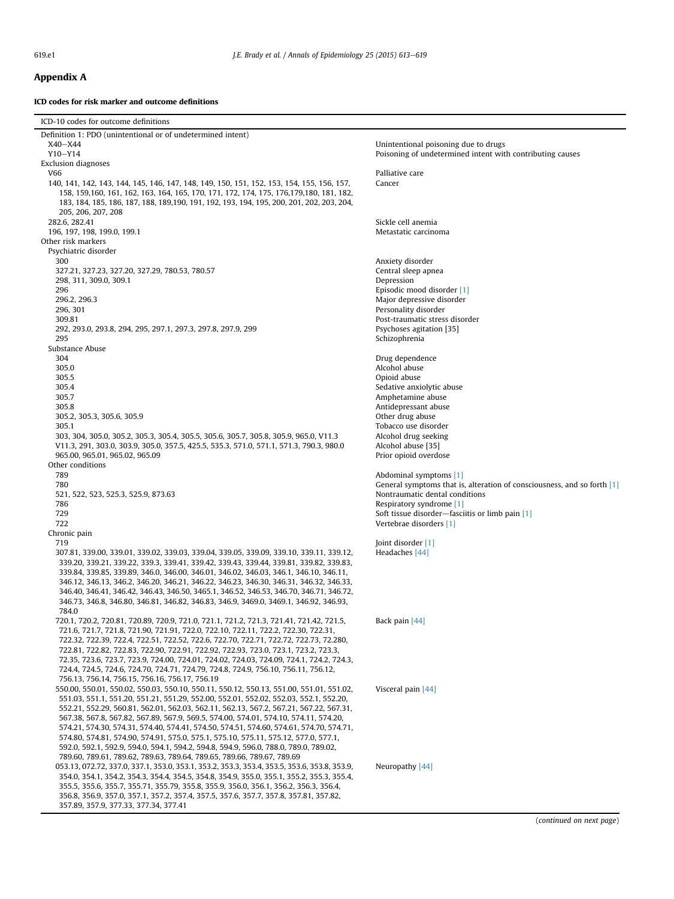## Appendix A

### ICD codes for risk marker and outcome definitions

| ICD-10 codes for outcome definitions | |
|---|---|
| Definition 1: PDO (unintentional or of undetermined intent) | |
| X40–X44 | Unintentional poisoning due to drugs |
| Y10–Y14 | Poisoning of undetermined intent with contributing causes |
| Exclusion diagnoses | |
| V66 | Palliative care |
| 140, 141, 142, 143, 144, 145, 146, 147, 148, 149, 150, 151, 152, 153, 154, 155, 156, 157, 158, 159,160, 161, 162, 163, 164, 165, 170, 171, 172, 174, 175, 176,179,180, 181, 182, 183, 184, 185, 186, 187, 188, 189,190, 191, 192, 193, 194, 195, 200, 201, 202, 203, 204, 205, 206, 207, 208 | Cancer |
| 282.6, 282.41 | Sickle cell anemia |
| 196, 197, 198, 199.0, 199.1 | Metastatic carcinoma |
| Other risk markers | |
| Psychiatric disorder | |
| 300 | Anxiety disorder |
| 327.21, 327.23, 327.20, 327.29, 780.53, 780.57 | Central sleep apnea |
| 298, 311, 309.0, 309.1 | Depression |
| 296 | Episodic mood disorder [1] |
| 296.2, 296.3 | Major depressive disorder |
| 296, 301 | Personality disorder |
| 309.81 | Post-traumatic stress disorder |
| 292, 293.0, 293.8, 294, 295, 297.1, 297.3, 297.8, 297.9, 299 | Psychoses agitation [35] |
| 295 | Schizophrenia |
| Substance Abuse | |
| 304 | Drug dependence |
| 305.0 | Alcohol abuse |
| 305.5 | Opioid abuse |
| 305.4 | Sedative anxiolytic abuse |
| 305.7 | Amphetamine abuse |
| 305.8 | Antidepressant abuse |
| 305.2, 305.3, 305.6, 305.9 | Other drug abuse |
| 305.1 | Tobacco use disorder |
| 303, 304, 305.0, 305.2, 305.3, 305.4, 305.5, 305.6, 305.7, 305.8, 305.9, 965.0, V11.3 | Alcohol drug seeking |
| V11.3, 291, 303.0, 303.9, 305.0, 357.5, 425.5, 535.3, 571.0, 571.1, 571.3, 790.3, 980.0 | Alcohol abuse [35] |
| 965.00, 965.01, 965.02, 965.09 | Prior opioid overdose |
| Other conditions | |
| 789 | Abdominal symptoms [1] |
| 780 | General symptoms that is, alteration of consciousness, and so forth [1] |
| 521, 522, 523, 525.3, 525.9, 873.63 | Nontraumatic dental conditions |
| 786 | Respiratory syndrome [1] |
| 729 | Soft tissue disorder—fasciitis or limb pain [1] |
| 722 | Vertebrae disorders [1] |
| Chronic pain | |
| 719 | Joint disorder [1] |
| 307.81, 339.00, 339.01, 339.02, 339.03, 339.04, 339.05, 339.09, 339.10, 339.11, 339.12, 339.20, 339.21, 339.22, 339.3, 339.41, 339.42, 339.43, 339.44, 339.81, 339.82, 339.83, 339.84, 339.85, 339.89, 346.0, 346.00, 346.01, 346.02, 346.03, 346.1, 346.10, 346.11, 346.12, 346.13, 346.2, 346.20, 346.21, 346.22, 346.23, 346.30, 346.31, 346.32, 346.33, 346.40, 346.41, 346.42, 346.43, 346.50, 3465.1, 346.52, 346.53, 346.70, 346.71, 346.72, 346.73, 346.8, 346.80, 346.81, 346.82, 346.83, 346.9, 3469.0, 3469.1, 346.92, 346.93, 784.0 | Headaches [44] |
| 720.1, 720.2, 720.81, 720.89, 720.9, 721.0, 721.1, 721.2, 721.3, 721.41, 721.42, 721.5, 721.6, 721.7, 721.8, 721.90, 721.91, 722.0, 722.10, 722.11, 722.2, 722.30, 722.31, 722.32, 722.39, 722.4, 722.51, 722.52, 722.6, 722.70, 722.71, 722.72, 722.73, 72.280, 722.81, 722.82, 722.83, 722.90, 722.91, 722.92, 722.93, 723.0, 723.1, 723.2, 723.3, 72.35, 723.6, 723.7, 723.9, 724.00, 724.01, 724.02, 724.03, 724.09, 724.1, 724.2, 724.3, 724.4, 724.5, 724.6, 724.70, 724.71, 724.79, 724.8, 724.9, 756.10, 756.11, 756.12, 756.13, 756.14, 756.15, 756.16, 756.17, 756.19 | Back pain [44] |
| 550.00, 550.01, 550.02, 550.03, 550.10, 550.11, 550.12, 550.13, 551.00, 551.01, 551.02, 551.03, 551.1, 551.20, 551.21, 551.29, 552.00, 552.01, 552.02, 552.03, 552.1, 552.20, 552.21, 552.29, 560.81, 562.01, 562.03, 562.11, 562.13, 567.2, 567.21, 567.22, 567.31, 567.38, 567.8, 567.82, 567.89, 567.9, 569.5, 574.00, 574.01, 574.10, 574.11, 574.20, 574.21, 574.30, 574.31, 574.40, 574.41, 574.50, 574.51, 574.60, 574.61, 574.70, 574.71, 574.80, 574.81, 574.90, 574.91, 575.0, 575.1, 575.10, 575.11, 575.12, 577.0, 577.1, 592.0, 592.1, 592.9, 594.0, 594.1, 594.2, 594.8, 594.9, 596.0, 788.0, 789.0, 789.02, 789.60, 789.61, 789.62, 789.63, 789.64, 789.65, 789.66, 789.67, 789.69 | Visceral pain [44] |
| 053.13, 072.72, 337.0, 337.1, 353.0, 353.1, 353.2, 353.3, 353.4, 353.5, 353.6, 353.8, 353.9, 354.0, 354.1, 354.2, 354.3, 354.4, 354.5, 354.8, 354.9, 355.0, 355.1, 355.2, 355.3, 355.4, 355.5, 355.6, 355.7, 355.71, 355.79, 355.8, 355.9, 356.0, 356.1, 356.2, 356.3, 356.4, 356.8, 356.9, 357.0, 357.1, 357.2, 357.4, 357.5, 357.6, 357.7, 357.8, 357.81, 357.82, 357.89, 357.9, 377.33, 377.34, 377.41 | Neuropathy [44] |

(*continued on next page*)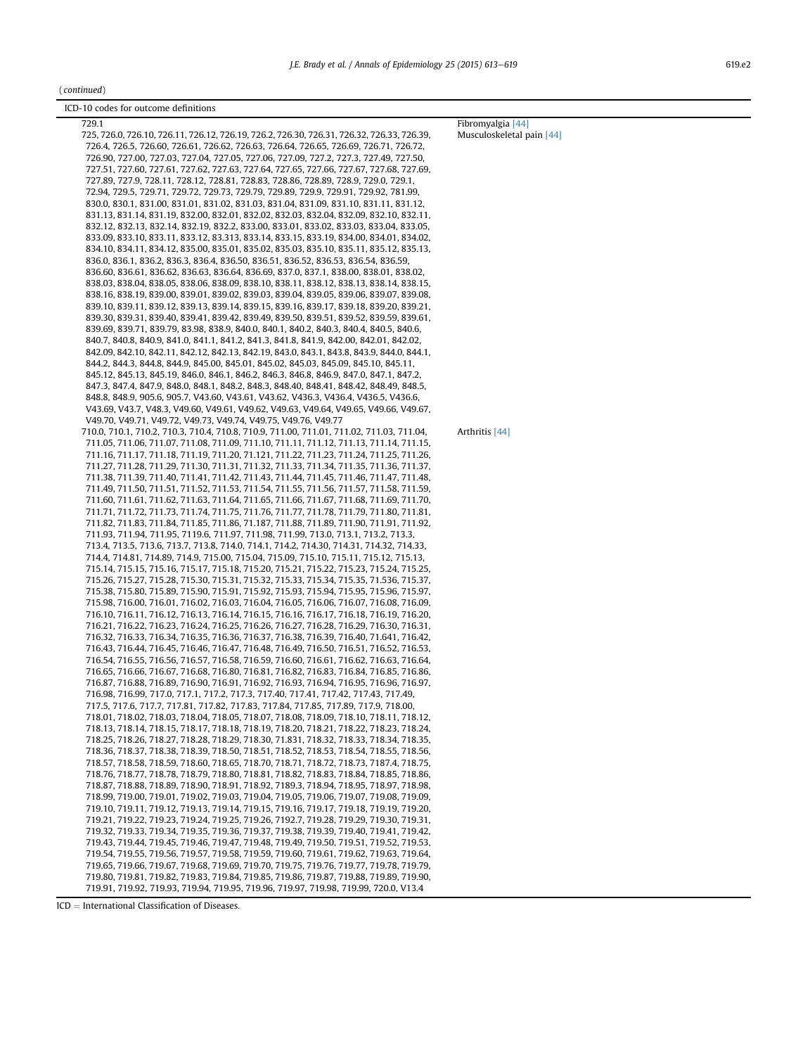(*continued*)

| ICD-10 codes for outcome definitions | |
|---|---|
| 729.1 | Fibromyalgia [44] |
| 725, 726.0, 726.10, 726.11, 726.12, 726.19, 726.2, 726.30, 726.31, 726.32, 726.33, 726.39, 726.4, 726.5, 726.60, 726.61, 726.62, 726.63, 726.64, 726.65, 726.69, 726.71, 726.72, 726.90, 727.00, 727.03, 727.04, 727.05, 727.06, 727.09, 727.2, 727.3, 727.49, 727.50, 727.51, 727.60, 727.61, 727.62, 727.63, 727.64, 727.65, 727.66, 727.67, 727.68, 727.69, 727.89, 727.9, 728.11, 728.12, 728.81, 728.83, 728.86, 728.89, 728.9, 729.0, 729.1, 72.94, 729.5, 729.71, 729.72, 729.73, 729.79, 729.89, 729.9, 729.91, 729.92, 781.99, 830.0, 830.1, 831.00, 831.01, 831.02, 831.03, 831.04, 831.09, 831.10, 831.11, 831.12, 831.13, 831.14, 831.19, 832.00, 832.01, 832.02, 832.03, 832.04, 832.09, 832.10, 832.11, 832.12, 832.13, 832.14, 832.19, 832.2, 833.00, 833.01, 833.02, 833.03, 833.04, 833.05, 833.09, 833.10, 833.11, 833.12, 83.313, 833.14, 833.15, 833.19, 834.00, 834.01, 834.02, 834.10, 834.11, 834.12, 835.00, 835.01, 835.02, 835.03, 835.10, 835.11, 835.12, 835.13, 836.0, 836.1, 836.2, 836.3, 836.4, 836.50, 836.51, 836.52, 836.53, 836.54, 836.59, 836.60, 836.61, 836.62, 836.63, 836.64, 836.69, 837.0, 837.1, 838.00, 838.01, 838.02, 838.03, 838.04, 838.05, 838.06, 838.09, 838.10, 838.11, 838.12, 838.13, 838.14, 838.15, 838.16, 838.19, 839.00, 839.01, 839.02, 839.03, 839.04, 839.05, 839.06, 839.07, 839.08, 839.10, 839.11, 839.12, 839.13, 839.14, 839.15, 839.16, 839.17, 839.18, 839.20, 839.21, 839.30, 839.31, 839.40, 839.41, 839.42, 839.49, 839.50, 839.51, 839.52, 839.59, 839.61, 839.69, 839.71, 839.79, 83.98, 838.9, 840.0, 840.1, 840.2, 840.3, 840.4, 840.5, 840.6, 840.7, 840.8, 840.9, 841.0, 841.1, 841.2, 841.3, 841.8, 841.9, 842.00, 842.01, 842.02, 842.09, 842.10, 842.11, 842.12, 842.13, 842.19, 843.0, 843.1, 843.8, 843.9, 844.0, 844.1, 844.2, 844.3, 844.8, 844.9, 845.00, 845.01, 845.02, 845.03, 845.09, 845.10, 845.11, 845.12, 845.13, 845.19, 846.0, 846.1, 846.2, 846.3, 846.8, 846.9, 847.0, 847.1, 847.2, 847.3, 847.4, 847.9, 848.0, 848.1, 848.2, 848.3, 848.40, 848.41, 848.42, 848.49, 848.5, 848.8, 848.9, 905.6, 905.7, V43.60, V43.61, V43.62, V436.3, V436.4, V436.5, V436.6, V43.69, V43.7, V48.3, V49.60, V49.61, V49.62, V49.63, V49.64, V49.65, V49.66, V49.67, V49.70, V49.71, V49.72, V49.73, V49.74, V49.75, V49.76, V49.77 | Musculoskeletal pain [44] |
| 710.0, 710.1, 710.2, 710.3, 710.4, 710.8, 710.9, 711.00, 711.01, 711.02, 711.03, 711.04, 711.05, 711.06, 711.07, 711.08, 711.09, 711.10, 711.11, 711.12, 711.13, 711.14, 711.15, 711.16, 711.17, 711.18, 711.19, 711.20, 71.121, 711.22, 711.23, 711.24, 711.25, 711.26, 711.27, 711.28, 711.29, 711.30, 711.31, 711.32, 711.33, 711.34, 711.35, 711.36, 711.37, 711.38, 711.39, 711.40, 711.41, 711.42, 711.43, 711.44, 711.45, 711.46, 711.47, 711.48, 711.49, 711.50, 711.51, 711.52, 711.53, 711.54, 711.55, 711.56, 711.57, 711.58, 711.59, 711.60, 711.61, 711.62, 711.63, 711.64, 711.65, 711.66, 711.67, 711.68, 711.69, 711.70, 711.71, 711.72, 711.73, 711.74, 711.75, 711.76, 711.77, 711.78, 711.79, 711.80, 711.81, 711.82, 711.83, 711.84, 711.85, 711.86, 71.187, 711.88, 711.89, 711.90, 711.91, 711.92, 711.93, 711.94, 711.95, 7119.6, 711.97, 711.98, 711.99, 713.0, 713.1, 713.2, 713.3, 713.4, 713.5, 713.6, 713.7, 713.8, 714.0, 714.1, 714.2, 714.30, 714.31, 714.32, 714.33, 714.4, 714.81, 714.89, 714.9, 715.00, 715.04, 715.09, 715.10, 715.11, 715.12, 715.13, 715.14, 715.15, 715.16, 715.17, 715.18, 715.20, 715.21, 715.22, 715.23, 715.24, 715.25, 715.26, 715.27, 715.28, 715.30, 715.31, 715.32, 715.33, 715.34, 715.35, 71.536, 715.37, 715.38, 715.80, 715.89, 715.90, 715.91, 715.92, 715.93, 715.94, 715.95, 715.96, 715.97, 715.98, 716.00, 716.01, 716.02, 716.03, 716.04, 716.05, 716.06, 716.07, 716.08, 716.09, 716.10, 716.11, 716.12, 716.13, 716.14, 716.15, 716.16, 716.17, 716.18, 716.19, 716.20, 716.21, 716.22, 716.23, 716.24, 716.25, 716.26, 716.27, 716.28, 716.29, 716.30, 716.31, 716.32, 716.33, 716.34, 716.35, 716.36, 716.37, 716.38, 716.39, 716.40, 71.641, 716.42, 716.43, 716.44, 716.45, 716.46, 716.47, 716.48, 716.49, 716.50, 716.51, 716.52, 716.53, 716.54, 716.55, 716.56, 716.57, 716.58, 716.59, 716.60, 716.61, 716.62, 716.63, 716.64, 716.65, 716.66, 716.67, 716.68, 716.80, 716.81, 716.82, 716.83, 716.84, 716.85, 716.86, 716.87, 716.88, 716.89, 716.90, 716.91, 716.92, 716.93, 716.94, 716.95, 716.96, 716.97, 716.98, 716.99, 717.0, 717.1, 717.2, 717.3, 717.40, 717.41, 717.42, 717.43, 717.49, 717.5, 717.6, 717.7, 717.81, 717.82, 717.83, 717.84, 717.85, 717.89, 717.9, 718.00, 718.01, 718.02, 718.03, 718.04, 718.05, 718.07, 718.08, 718.09, 718.10, 718.11, 718.12, 718.13, 718.14, 718.15, 718.17, 718.18, 718.19, 718.20, 718.21, 718.22, 718.23, 718.24, 718.25, 718.26, 718.27, 718.28, 718.29, 718.30, 71.831, 718.32, 718.33, 718.34, 718.35, 718.36, 718.37, 718.38, 718.39, 718.50, 718.51, 718.52, 718.53, 718.54, 718.55, 718.56, 718.57, 718.58, 718.59, 718.60, 718.65, 718.70, 718.71, 718.72, 718.73, 7187.4, 718.75, 718.76, 718.77, 718.78, 718.79, 718.80, 718.81, 718.82, 718.83, 718.84, 718.85, 718.86, 718.87, 718.88, 718.89, 718.90, 718.91, 718.92, 7189.3, 718.94, 718.95, 718.97, 718.98, 718.99, 719.00, 719.01, 719.02, 719.03, 719.04, 719.05, 719.06, 719.07, 719.08, 719.09, 719.10, 719.11, 719.12, 719.13, 719.14, 719.15, 719.16, 719.17, 719.18, 719.19, 719.20, 719.21, 719.22, 719.23, 719.24, 719.25, 719.26, 7192.7, 719.28, 719.29, 719.30, 719.31, 719.32, 719.33, 719.34, 719.35, 719.36, 719.37, 719.38, 719.39, 719.40, 719.41, 719.42, 719.43, 719.44, 719.45, 719.46, 719.47, 719.48, 719.49, 719.50, 719.51, 719.52, 719.53, 719.54, 719.55, 719.56, 719.57, 719.58, 719.59, 719.60, 719.61, 719.62, 719.63, 719.64, 719.65, 719.66, 719.67, 719.68, 719.69, 719.70, 719.75, 719.76, 719.77, 719.78, 719.79, 719.80, 719.81, 719.82, 719.83, 719.84, 719.85, 719.86, 719.87, 719.88, 719.89, 719.90, 719.91, 719.92, 719.93, 719.94, 719.95, 719.96, 719.97, 719.98, 719.99, 720.0, V13.4 | Arthritis [44] |

ICD = International Classification of Diseases.